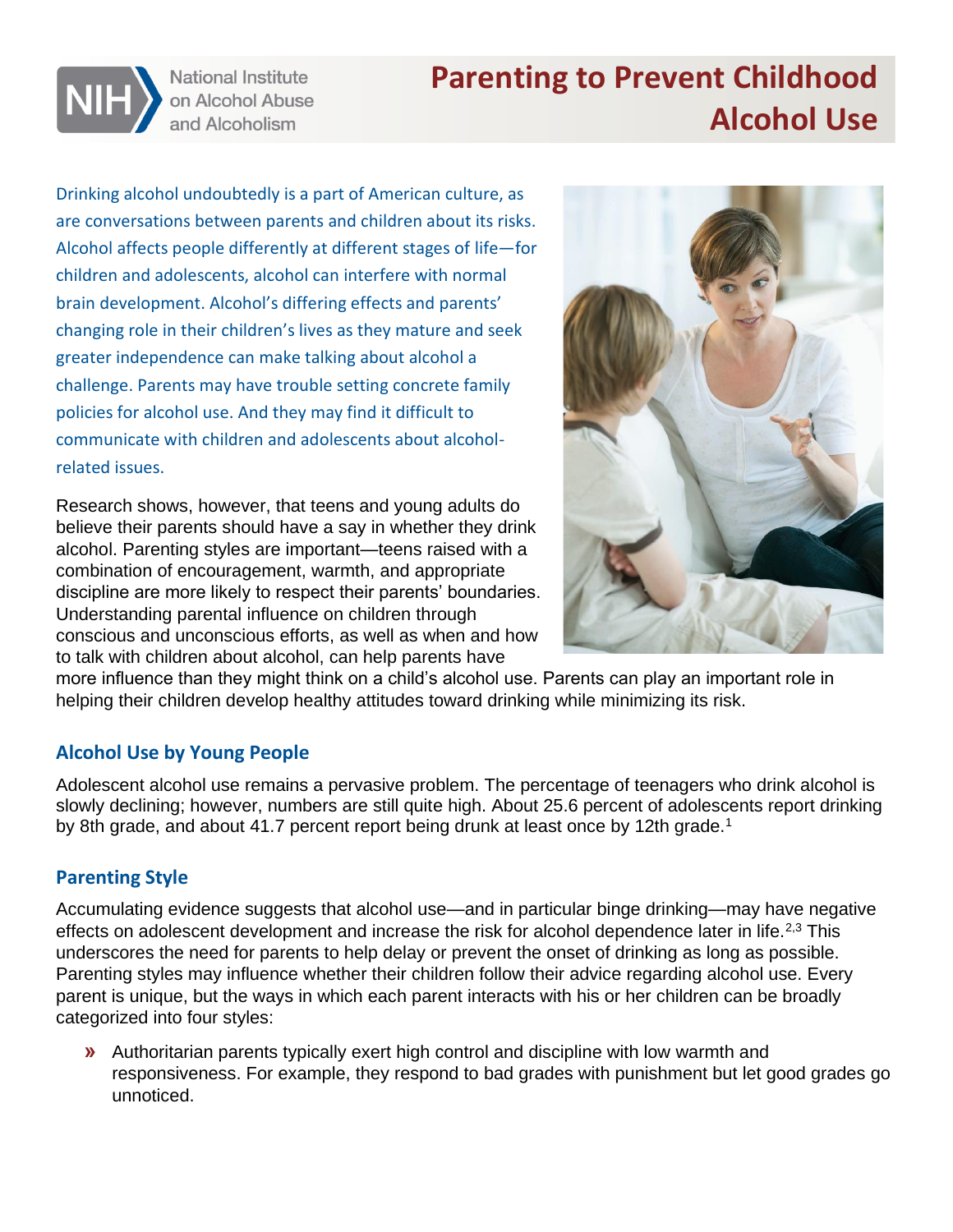# Parenting to Prevent Childhood Alcohol Use

Drinking alcohol undoubtedly is a part of American culture, as are conversations between parents and children about its risks. Alcohol affects people differently at different stages of life—for children and adolescents, alcohol can interfere with normal brain development. Alcohol's differing effects and parents' changing role in their children's lives as they mature and seek greater independence can make talking about alcohol a challenge. Parents may have trouble setting concrete family policies for alcohol use. And they may find it difficult to communicate with children and adolescents about alcohol-related issues.

Research shows, however, that teens and young adults do believe their parents should have a say in whether they drink alcohol. Parenting styles are important—teens raised with a combination of encouragement, warmth, and appropriate discipline are more likely to respect their parents' boundaries. Understanding parental influence on children through conscious and unconscious efforts, as well as when and how to talk with children about alcohol, can help parents have more influence than they might think on a child's alcohol use. Parents can play an important role in helping their children develop healthy attitudes toward drinking while minimizing its risk.

## Alcohol Use by Young People

Adolescent alcohol use remains a pervasive problem. The percentage of teenagers who drink alcohol is slowly declining; however, numbers are still quite high. About 25.6 percent of adolescents report drinking by 8th grade, and about 41.7 percent report being drunk at least once by 12th grade.[1]

## Parenting Style

Accumulating evidence suggests that alcohol use—and in particular binge drinking—may have negative effects on adolescent development and increase the risk for alcohol dependence later in life.[2,3] This underscores the need for parents to help delay or prevent the onset of drinking as long as possible. Parenting styles may influence whether their children follow their advice regarding alcohol use. Every parent is unique, but the ways in which each parent interacts with his or her children can be broadly categorized into four styles:

- Authoritarian parents typically exert high control and discipline with low warmth and responsiveness. For example, they respond to bad grades with punishment but let good grades go unnoticed.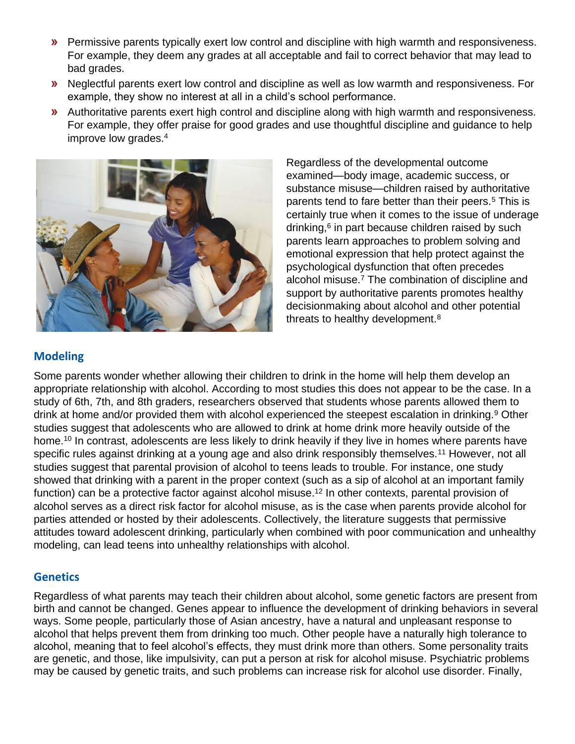- Permissive parents typically exert low control and discipline with high warmth and responsiveness. For example, they deem any grades at all acceptable and fail to correct behavior that may lead to bad grades.
- Neglectful parents exert low control and discipline as well as low warmth and responsiveness. For example, they show no interest at all in a child's school performance.
- Authoritative parents exert high control and discipline along with high warmth and responsiveness. For example, they offer praise for good grades and use thoughtful discipline and guidance to help improve low grades.[4]

Regardless of the developmental outcome examined—body image, academic success, or substance misuse—children raised by authoritative parents tend to fare better than their peers.[5] This is certainly true when it comes to the issue of underage drinking,[6] in part because children raised by such parents learn approaches to problem solving and emotional expression that help protect against the psychological dysfunction that often precedes alcohol misuse.[7] The combination of discipline and support by authoritative parents promotes healthy decisionmaking about alcohol and other potential threats to healthy development.[8]

## Modeling

Some parents wonder whether allowing their children to drink in the home will help them develop an appropriate relationship with alcohol. According to most studies this does not appear to be the case. In a study of 6th, 7th, and 8th graders, researchers observed that students whose parents allowed them to drink at home and/or provided them with alcohol experienced the steepest escalation in drinking.[9] Other studies suggest that adolescents who are allowed to drink at home drink more heavily outside of the home.[10] In contrast, adolescents are less likely to drink heavily if they live in homes where parents have specific rules against drinking at a young age and also drink responsibly themselves.[11] However, not all studies suggest that parental provision of alcohol to teens leads to trouble. For instance, one study showed that drinking with a parent in the proper context (such as a sip of alcohol at an important family function) can be a protective factor against alcohol misuse.[12] In other contexts, parental provision of alcohol serves as a direct risk factor for alcohol misuse, as is the case when parents provide alcohol for parties attended or hosted by their adolescents. Collectively, the literature suggests that permissive attitudes toward adolescent drinking, particularly when combined with poor communication and unhealthy modeling, can lead teens into unhealthy relationships with alcohol.

## Genetics

Regardless of what parents may teach their children about alcohol, some genetic factors are present from birth and cannot be changed. Genes appear to influence the development of drinking behaviors in several ways. Some people, particularly those of Asian ancestry, have a natural and unpleasant response to alcohol that helps prevent them from drinking too much. Other people have a naturally high tolerance to alcohol, meaning that to feel alcohol's effects, they must drink more than others. Some personality traits are genetic, and those, like impulsivity, can put a person at risk for alcohol misuse. Psychiatric problems may be caused by genetic traits, and such problems can increase risk for alcohol use disorder. Finally,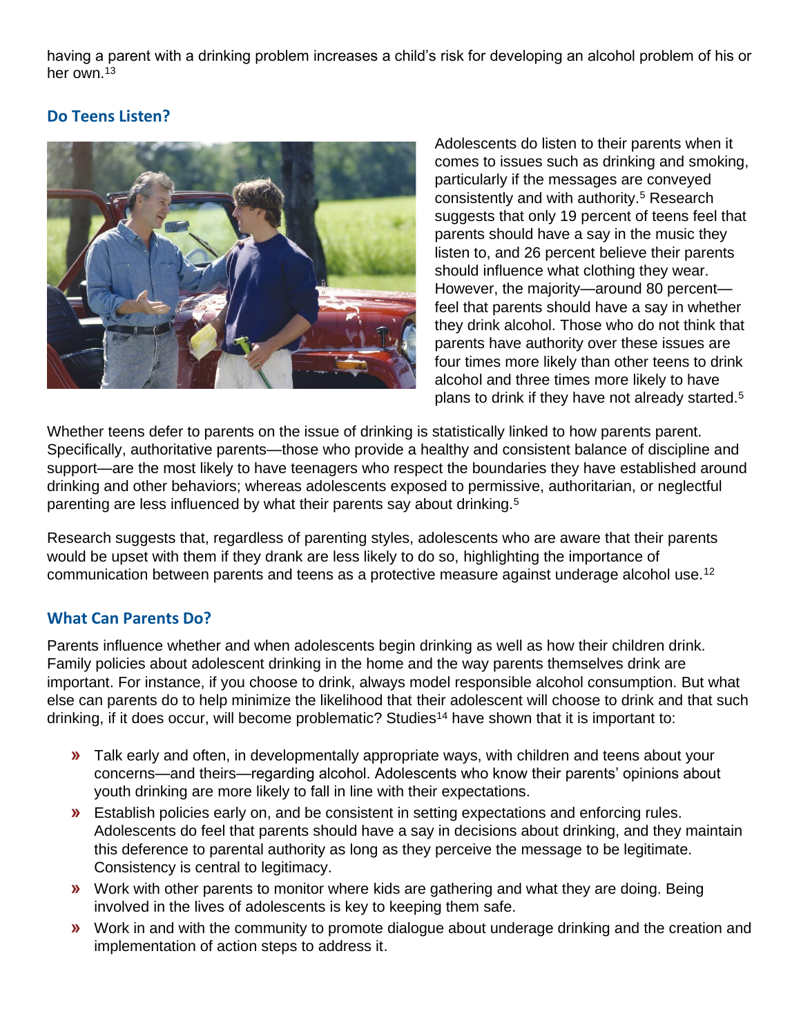having a parent with a drinking problem increases a child's risk for developing an alcohol problem of his or her own.[13]

## Do Teens Listen?

Adolescents do listen to their parents when it comes to issues such as drinking and smoking, particularly if the messages are conveyed consistently and with authority.[5] Research suggests that only 19 percent of teens feel that parents should have a say in the music they listen to, and 26 percent believe their parents should influence what clothing they wear. However, the majority—around 80 percent—feel that parents should have a say in whether they drink alcohol. Those who do not think that parents have authority over these issues are four times more likely than other teens to drink alcohol and three times more likely to have plans to drink if they have not already started.[5]

Whether teens defer to parents on the issue of drinking is statistically linked to how parents parent. Specifically, authoritative parents—those who provide a healthy and consistent balance of discipline and support—are the most likely to have teenagers who respect the boundaries they have established around drinking and other behaviors; whereas adolescents exposed to permissive, authoritarian, or neglectful parenting are less influenced by what their parents say about drinking.[5]

Research suggests that, regardless of parenting styles, adolescents who are aware that their parents would be upset with them if they drank are less likely to do so, highlighting the importance of communication between parents and teens as a protective measure against underage alcohol use.[12]

## What Can Parents Do?

Parents influence whether and when adolescents begin drinking as well as how their children drink. Family policies about adolescent drinking in the home and the way parents themselves drink are important. For instance, if you choose to drink, always model responsible alcohol consumption. But what else can parents do to help minimize the likelihood that their adolescent will choose to drink and that such drinking, if it does occur, will become problematic? Studies[14] have shown that it is important to:

- Talk early and often, in developmentally appropriate ways, with children and teens about your concerns—and theirs—regarding alcohol. Adolescents who know their parents' opinions about youth drinking are more likely to fall in line with their expectations.
- Establish policies early on, and be consistent in setting expectations and enforcing rules. Adolescents do feel that parents should have a say in decisions about drinking, and they maintain this deference to parental authority as long as they perceive the message to be legitimate. Consistency is central to legitimacy.
- Work with other parents to monitor where kids are gathering and what they are doing. Being involved in the lives of adolescents is key to keeping them safe.
- Work in and with the community to promote dialogue about underage drinking and the creation and implementation of action steps to address it.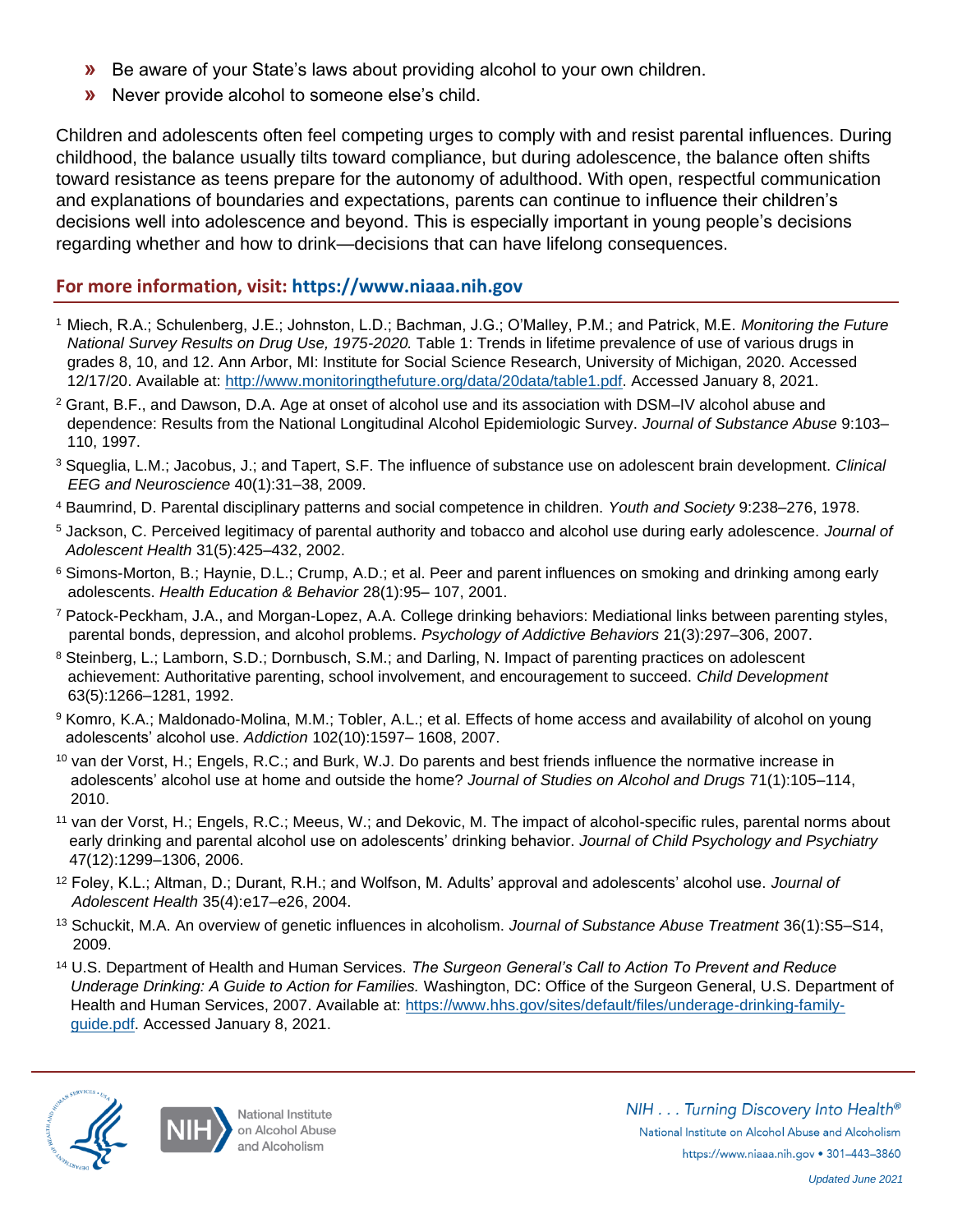- Be aware of your State's laws about providing alcohol to your own children.
- Never provide alcohol to someone else's child.

Children and adolescents often feel competing urges to comply with and resist parental influences. During childhood, the balance usually tilts toward compliance, but during adolescence, the balance often shifts toward resistance as teens prepare for the autonomy of adulthood. With open, respectful communication and explanations of boundaries and expectations, parents can continue to influence their children's decisions well into adolescence and beyond. This is especially important in young people's decisions regarding whether and how to drink—decisions that can have lifelong consequences.

**For more information, visit: https://www.niaaa.nih.gov**

[1] Miech, R.A.; Schulenberg, J.E.; Johnston, L.D.; Bachman, J.G.; O'Malley, P.M.; and Patrick, M.E. *Monitoring the Future National Survey Results on Drug Use, 1975-2020.* Table 1: Trends in lifetime prevalence of use of various drugs in grades 8, 10, and 12. Ann Arbor, MI: Institute for Social Science Research, University of Michigan, 2020. Accessed 12/17/20. Available at: http://www.monitoringthefuture.org/data/20data/table1.pdf. Accessed January 8, 2021.

[2] Grant, B.F., and Dawson, D.A. Age at onset of alcohol use and its association with DSM–IV alcohol abuse and dependence: Results from the National Longitudinal Alcohol Epidemiologic Survey. *Journal of Substance Abuse* 9:103–110, 1997.

[3] Squeglia, L.M.; Jacobus, J.; and Tapert, S.F. The influence of substance use on adolescent brain development. *Clinical EEG and Neuroscience* 40(1):31–38, 2009.

[4] Baumrind, D. Parental disciplinary patterns and social competence in children. *Youth and Society* 9:238–276, 1978.

[5] Jackson, C. Perceived legitimacy of parental authority and tobacco and alcohol use during early adolescence. *Journal of Adolescent Health* 31(5):425–432, 2002.

[6] Simons-Morton, B.; Haynie, D.L.; Crump, A.D.; et al. Peer and parent influences on smoking and drinking among early adolescents. *Health Education & Behavior* 28(1):95– 107, 2001.

[7] Patock-Peckham, J.A., and Morgan-Lopez, A.A. College drinking behaviors: Mediational links between parenting styles, parental bonds, depression, and alcohol problems. *Psychology of Addictive Behaviors* 21(3):297–306, 2007.

[8] Steinberg, L.; Lamborn, S.D.; Dornbusch, S.M.; and Darling, N. Impact of parenting practices on adolescent achievement: Authoritative parenting, school involvement, and encouragement to succeed. *Child Development* 63(5):1266–1281, 1992.

[9] Komro, K.A.; Maldonado-Molina, M.M.; Tobler, A.L.; et al. Effects of home access and availability of alcohol on young adolescents' alcohol use. *Addiction* 102(10):1597– 1608, 2007.

[10] van der Vorst, H.; Engels, R.C.; and Burk, W.J. Do parents and best friends influence the normative increase in adolescents' alcohol use at home and outside the home? *Journal of Studies on Alcohol and Drugs* 71(1):105–114, 2010.

[11] van der Vorst, H.; Engels, R.C.; Meeus, W.; and Dekovic, M. The impact of alcohol-specific rules, parental norms about early drinking and parental alcohol use on adolescents' drinking behavior. *Journal of Child Psychology and Psychiatry* 47(12):1299–1306, 2006.

[12] Foley, K.L.; Altman, D.; Durant, R.H.; and Wolfson, M. Adults' approval and adolescents' alcohol use. *Journal of Adolescent Health* 35(4):e17–e26, 2004.

[13] Schuckit, M.A. An overview of genetic influences in alcoholism. *Journal of Substance Abuse Treatment* 36(1):S5–S14, 2009.

[14] U.S. Department of Health and Human Services. *The Surgeon General's Call to Action To Prevent and Reduce Underage Drinking: A Guide to Action for Families.* Washington, DC: Office of the Surgeon General, U.S. Department of Health and Human Services, 2007. Available at: https://www.hhs.gov/sites/default/files/underage-drinking-family-guide.pdf. Accessed January 8, 2021.

NIH National Institute on Alcohol Abuse and Alcoholism

*NIH . . . Turning Discovery Into Health®*

National Institute on Alcohol Abuse and Alcoholism

https://www.niaaa.nih.gov • 301–443–3860

*Updated June 2021*